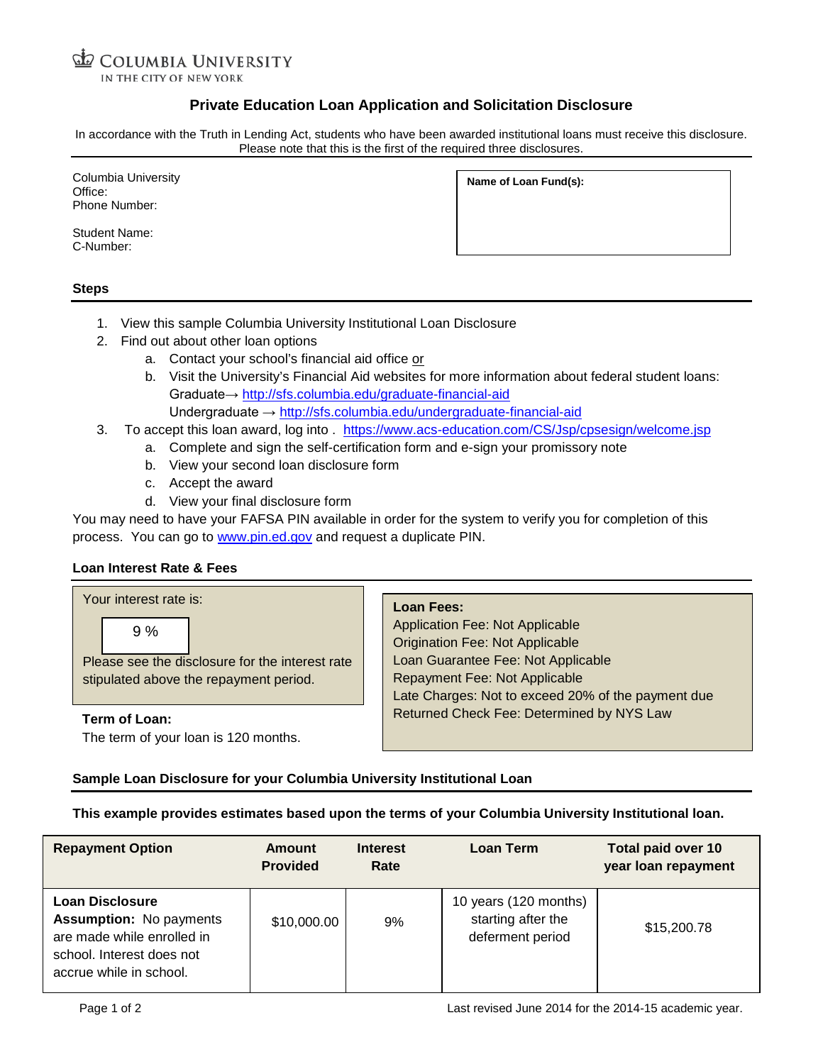COLUMBIA UNIVERSITY
IN THE CITY OF NEW YORK

# Private Education Loan Application and Solicitation Disclosure

In accordance with the Truth in Lending Act, students who have been awarded institutional loans must receive this disclosure. Please note that this is the first of the required three disclosures.

Columbia University
Office:
Phone Number:

Student Name:
C-Number:

**Name of Loan Fund(s):**

## Steps

1. View this sample Columbia University Institutional Loan Disclosure
2. Find out about other loan options
   a. Contact your school's financial aid office or
   b. Visit the University's Financial Aid websites for more information about federal student loans:
      Graduate→ http://sfs.columbia.edu/graduate-financial-aid
      Undergraduate → http://sfs.columbia.edu/undergraduate-financial-aid
3. To accept this loan award, log into . https://www.acs-education.com/CS/Jsp/cpsesign/welcome.jsp
   a. Complete and sign the self-certification form and e-sign your promissory note
   b. View your second loan disclosure form
   c. Accept the award
   d. View your final disclosure form

You may need to have your FAFSA PIN available in order for the system to verify you for completion of this process. You can go to www.pin.ed.gov and request a duplicate PIN.

## Loan Interest Rate & Fees

Your interest rate is:

9 %

Please see the disclosure for the interest rate stipulated above the repayment period.

**Term of Loan:**
The term of your loan is 120 months.

**Loan Fees:**
Application Fee: Not Applicable
Origination Fee: Not Applicable
Loan Guarantee Fee: Not Applicable
Repayment Fee: Not Applicable
Late Charges: Not to exceed 20% of the payment due
Returned Check Fee: Determined by NYS Law

## Sample Loan Disclosure for your Columbia University Institutional Loan

**This example provides estimates based upon the terms of your Columbia University Institutional loan.**

| Repayment Option | Amount Provided | Interest Rate | Loan Term | Total paid over 10 year loan repayment |
|---|---|---|---|---|
| **Loan Disclosure Assumption:** No payments are made while enrolled in school. Interest does not accrue while in school. | $10,000.00 | 9% | 10 years (120 months) starting after the deferment period | $15,200.78 |

Last revised June 2014 for the 2014-15 academic year.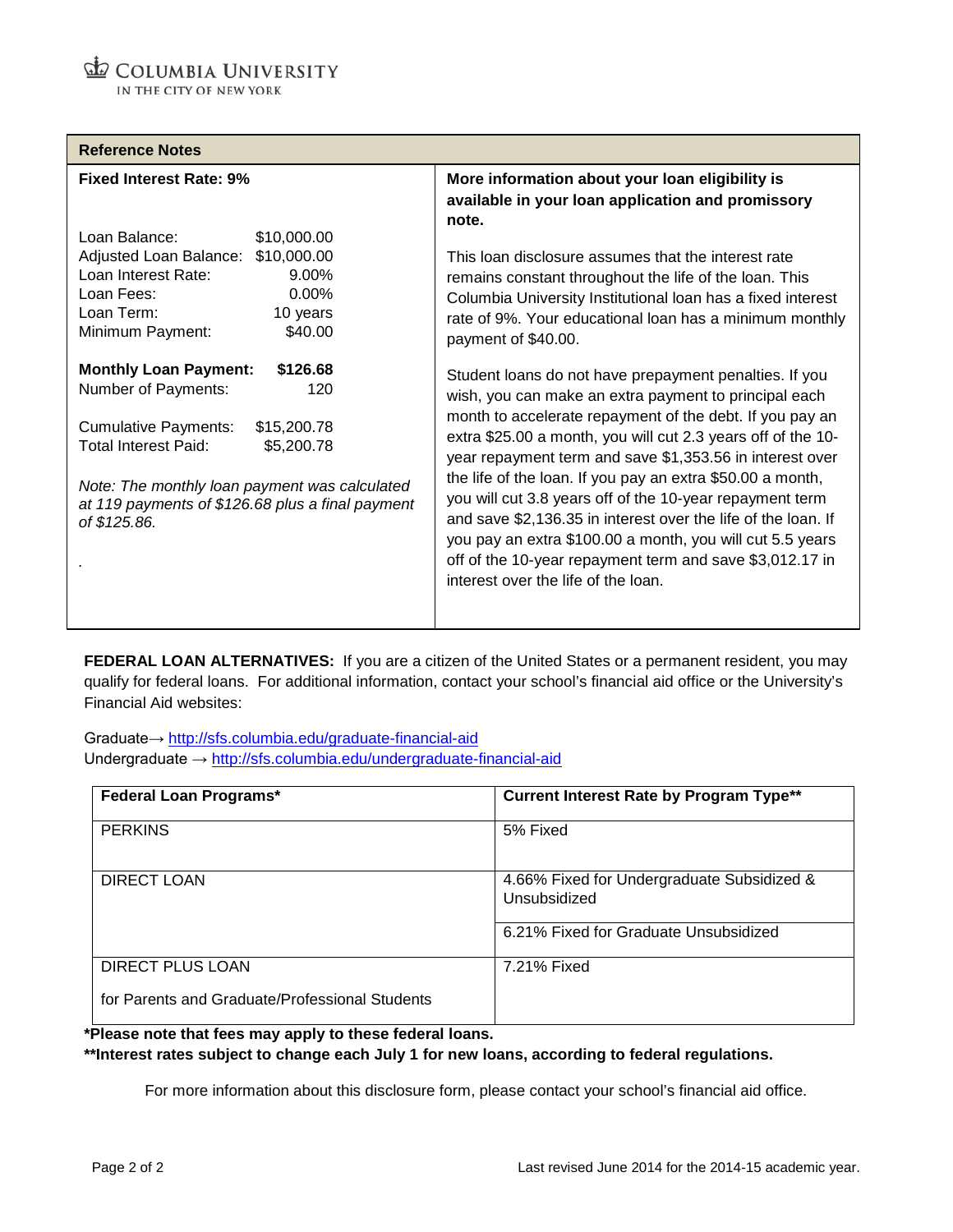COLUMBIA UNIVERSITY
IN THE CITY OF NEW YORK

## Reference Notes

**Fixed Interest Rate: 9%**

| | |
|---|---|
| Loan Balance: | $10,000.00 |
| Adjusted Loan Balance: | $10,000.00 |
| Loan Interest Rate: | 9.00% |
| Loan Fees: | 0.00% |
| Loan Term: | 10 years |
| Minimum Payment: | $40.00 |
| **Monthly Loan Payment:** | **$126.68** |
| Number of Payments: | 120 |
| Cumulative Payments: | $15,200.78 |
| Total Interest Paid: | $5,200.78 |

*Note: The monthly loan payment was calculated at 119 payments of $126.68 plus a final payment of $125.86.*

.

**More information about your loan eligibility is available in your loan application and promissory note.**

This loan disclosure assumes that the interest rate remains constant throughout the life of the loan. This Columbia University Institutional loan has a fixed interest rate of 9%. Your educational loan has a minimum monthly payment of $40.00.

Student loans do not have prepayment penalties. If you wish, you can make an extra payment to principal each month to accelerate repayment of the debt. If you pay an extra $25.00 a month, you will cut 2.3 years off of the 10-year repayment term and save $1,353.56 in interest over the life of the loan. If you pay an extra $50.00 a month, you will cut 3.8 years off of the 10-year repayment term and save $2,136.35 in interest over the life of the loan. If you pay an extra $100.00 a month, you will cut 5.5 years off of the 10-year repayment term and save $3,012.17 in interest over the life of the loan.

**FEDERAL LOAN ALTERNATIVES:** If you are a citizen of the United States or a permanent resident, you may qualify for federal loans. For additional information, contact your school's financial aid office or the University's Financial Aid websites:

Graduate→ http://sfs.columbia.edu/graduate-financial-aid
Undergraduate → http://sfs.columbia.edu/undergraduate-financial-aid

| Federal Loan Programs* | Current Interest Rate by Program Type** |
|---|---|
| PERKINS | 5% Fixed |
| DIRECT LOAN | 4.66% Fixed for Undergraduate Subsidized & Unsubsidized |
| | 6.21% Fixed for Graduate Unsubsidized |
| DIRECT PLUS LOAN<br>for Parents and Graduate/Professional Students | 7.21% Fixed |

**\*Please note that fees may apply to these federal loans.**
**\*\*Interest rates subject to change each July 1 for new loans, according to federal regulations.**

For more information about this disclosure form, please contact your school's financial aid office.

Last revised June 2014 for the 2014-15 academic year.